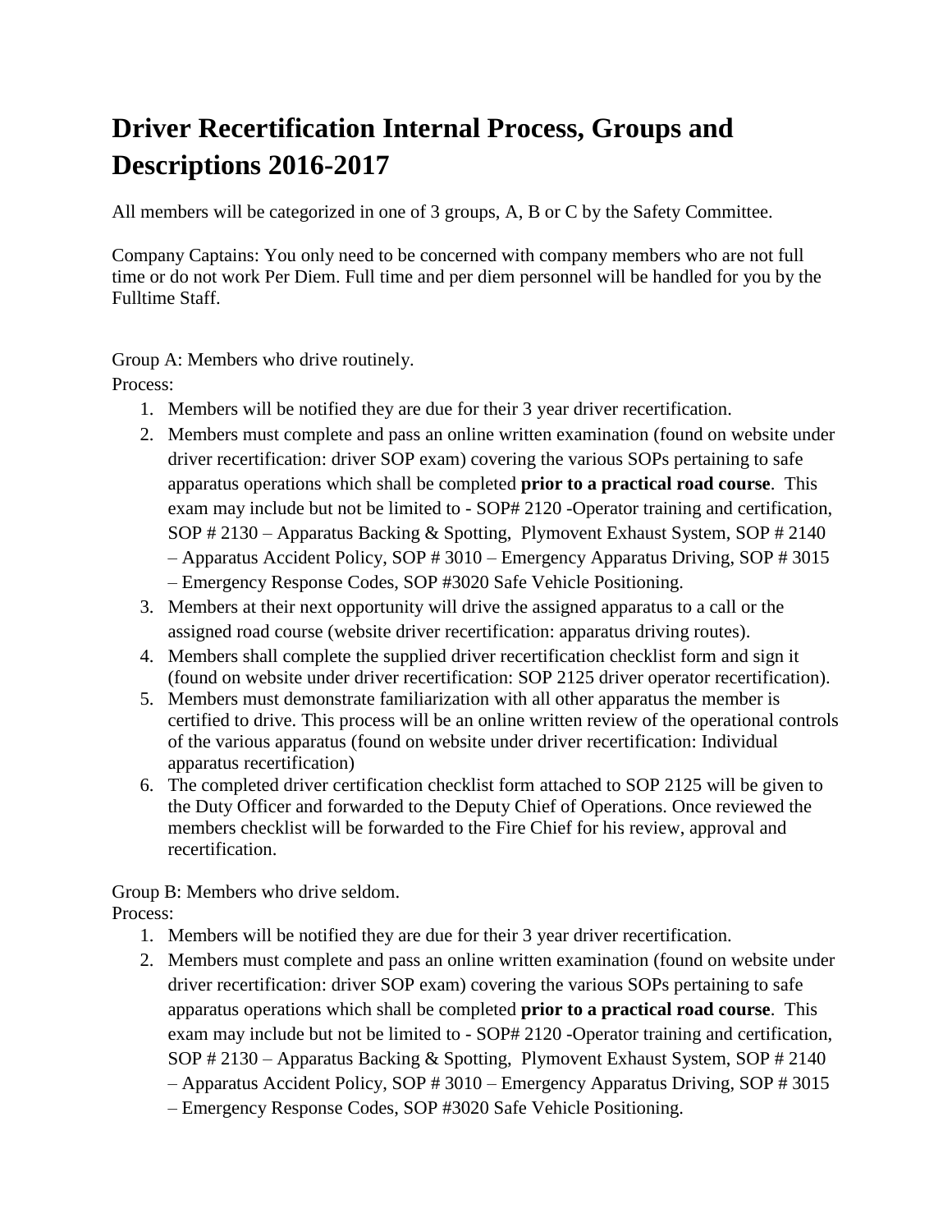# Driver Recertification Internal Process, Groups and Descriptions 2016-2017

All members will be categorized in one of 3 groups, A, B or C by the Safety Committee.

Company Captains: You only need to be concerned with company members who are not full time or do not work Per Diem. Full time and per diem personnel will be handled for you by the Fulltime Staff.

Group A: Members who drive routinely.

Process:

1. Members will be notified they are due for their 3 year driver recertification.
2. Members must complete and pass an online written examination (found on website under driver recertification: driver SOP exam) covering the various SOPs pertaining to safe apparatus operations which shall be completed **prior to a practical road course**. This exam may include but not be limited to - SOP# 2120 -Operator training and certification, SOP # 2130 – Apparatus Backing & Spotting, Plymovent Exhaust System, SOP # 2140 – Apparatus Accident Policy, SOP # 3010 – Emergency Apparatus Driving, SOP # 3015 – Emergency Response Codes, SOP #3020 Safe Vehicle Positioning.
3. Members at their next opportunity will drive the assigned apparatus to a call or the assigned road course (website driver recertification: apparatus driving routes).
4. Members shall complete the supplied driver recertification checklist form and sign it (found on website under driver recertification: SOP 2125 driver operator recertification).
5. Members must demonstrate familiarization with all other apparatus the member is certified to drive. This process will be an online written review of the operational controls of the various apparatus (found on website under driver recertification: Individual apparatus recertification)
6. The completed driver certification checklist form attached to SOP 2125 will be given to the Duty Officer and forwarded to the Deputy Chief of Operations. Once reviewed the members checklist will be forwarded to the Fire Chief for his review, approval and recertification.

Group B: Members who drive seldom.

Process:

1. Members will be notified they are due for their 3 year driver recertification.
2. Members must complete and pass an online written examination (found on website under driver recertification: driver SOP exam) covering the various SOPs pertaining to safe apparatus operations which shall be completed **prior to a practical road course**. This exam may include but not be limited to - SOP# 2120 -Operator training and certification, SOP # 2130 – Apparatus Backing & Spotting, Plymovent Exhaust System, SOP # 2140 – Apparatus Accident Policy, SOP # 3010 – Emergency Apparatus Driving, SOP # 3015 – Emergency Response Codes, SOP #3020 Safe Vehicle Positioning.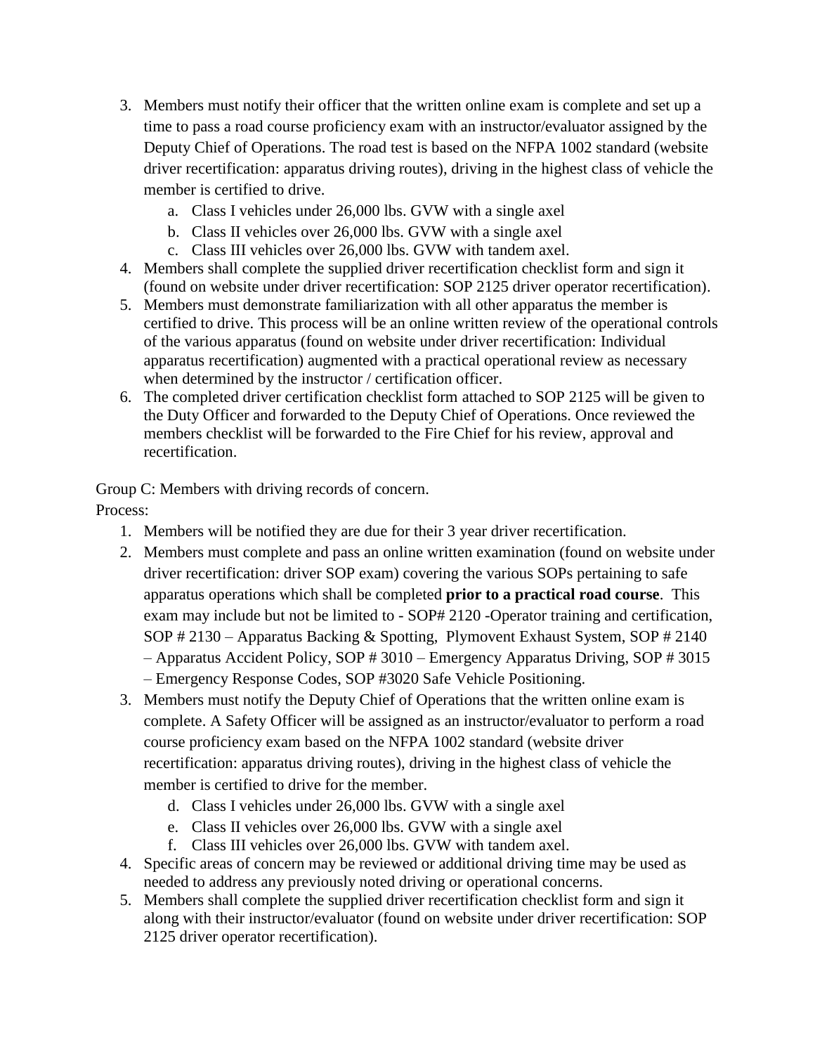3. Members must notify their officer that the written online exam is complete and set up a time to pass a road course proficiency exam with an instructor/evaluator assigned by the Deputy Chief of Operations. The road test is based on the NFPA 1002 standard (website driver recertification: apparatus driving routes), driving in the highest class of vehicle the member is certified to drive.
    a. Class I vehicles under 26,000 lbs. GVW with a single axel
    b. Class II vehicles over 26,000 lbs. GVW with a single axel
    c. Class III vehicles over 26,000 lbs. GVW with tandem axel.
4. Members shall complete the supplied driver recertification checklist form and sign it (found on website under driver recertification: SOP 2125 driver operator recertification).
5. Members must demonstrate familiarization with all other apparatus the member is certified to drive. This process will be an online written review of the operational controls of the various apparatus (found on website under driver recertification: Individual apparatus recertification) augmented with a practical operational review as necessary when determined by the instructor / certification officer.
6. The completed driver certification checklist form attached to SOP 2125 will be given to the Duty Officer and forwarded to the Deputy Chief of Operations. Once reviewed the members checklist will be forwarded to the Fire Chief for his review, approval and recertification.

Group C: Members with driving records of concern.

Process:

1. Members will be notified they are due for their 3 year driver recertification.
2. Members must complete and pass an online written examination (found on website under driver recertification: driver SOP exam) covering the various SOPs pertaining to safe apparatus operations which shall be completed **prior to a practical road course**. This exam may include but not be limited to - SOP# 2120 -Operator training and certification, SOP # 2130 – Apparatus Backing & Spotting, Plymovent Exhaust System, SOP # 2140 – Apparatus Accident Policy, SOP # 3010 – Emergency Apparatus Driving, SOP # 3015 – Emergency Response Codes, SOP #3020 Safe Vehicle Positioning.
3. Members must notify the Deputy Chief of Operations that the written online exam is complete. A Safety Officer will be assigned as an instructor/evaluator to perform a road course proficiency exam based on the NFPA 1002 standard (website driver recertification: apparatus driving routes), driving in the highest class of vehicle the member is certified to drive for the member.
    d. Class I vehicles under 26,000 lbs. GVW with a single axel
    e. Class II vehicles over 26,000 lbs. GVW with a single axel
    f. Class III vehicles over 26,000 lbs. GVW with tandem axel.
4. Specific areas of concern may be reviewed or additional driving time may be used as needed to address any previously noted driving or operational concerns.
5. Members shall complete the supplied driver recertification checklist form and sign it along with their instructor/evaluator (found on website under driver recertification: SOP 2125 driver operator recertification).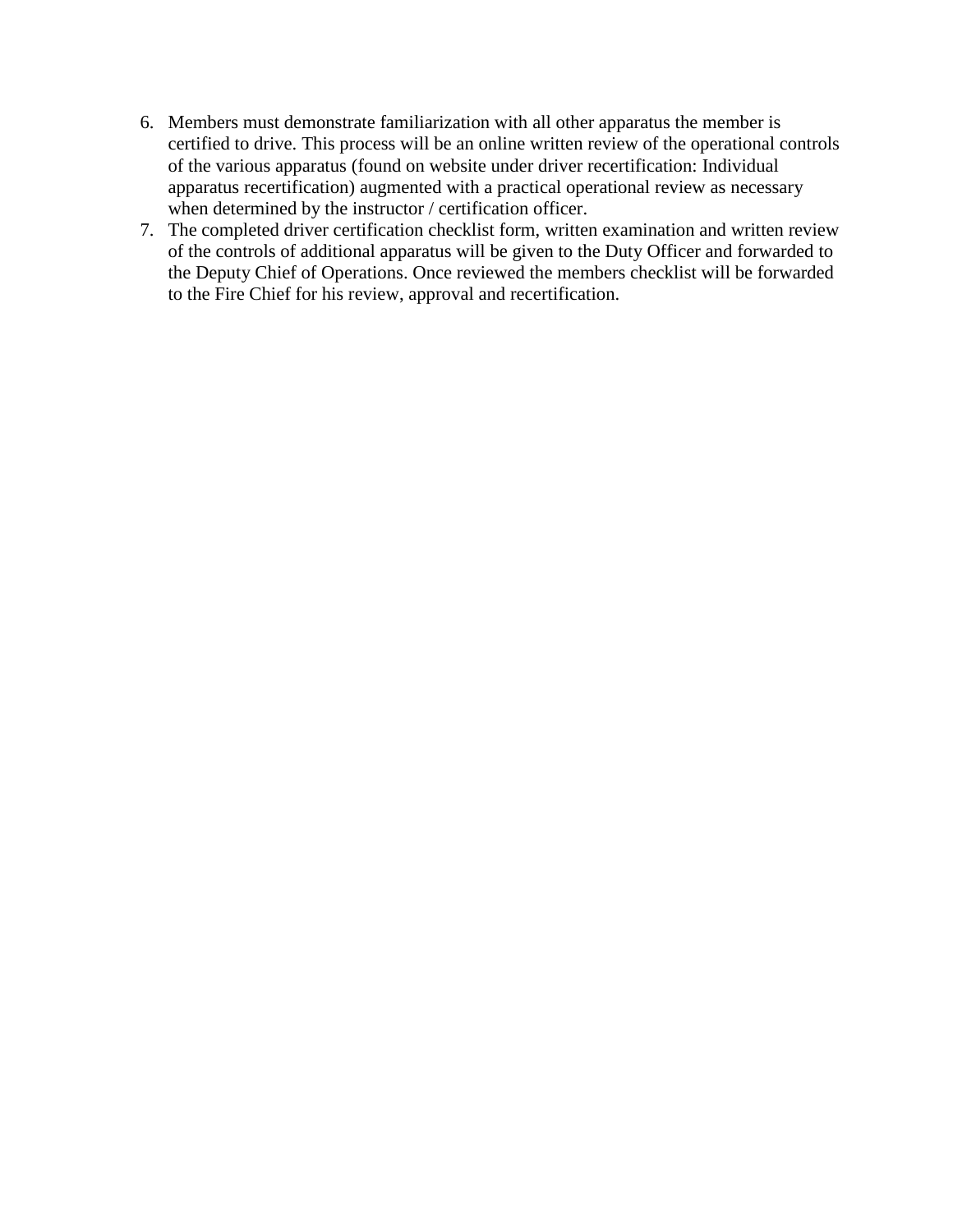6. Members must demonstrate familiarization with all other apparatus the member is certified to drive. This process will be an online written review of the operational controls of the various apparatus (found on website under driver recertification: Individual apparatus recertification) augmented with a practical operational review as necessary when determined by the instructor / certification officer.
7. The completed driver certification checklist form, written examination and written review of the controls of additional apparatus will be given to the Duty Officer and forwarded to the Deputy Chief of Operations. Once reviewed the members checklist will be forwarded to the Fire Chief for his review, approval and recertification.